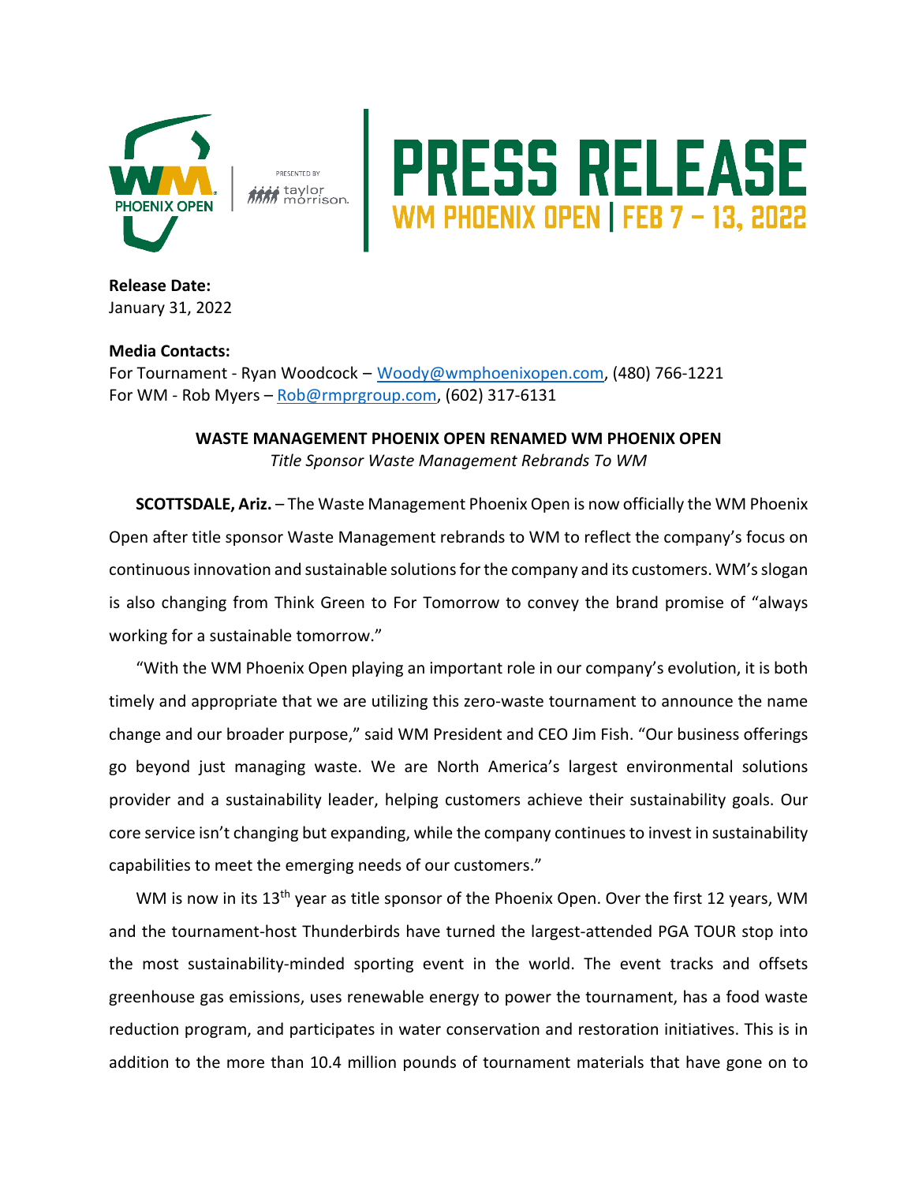# PRESS RELEASE

## WM PHOENIX OPEN | FEB 7 – 13, 2022

**Release Date:**
January 31, 2022

**Media Contacts:**
For Tournament - Ryan Woodcock – Woody@wmphoenixopen.com, (480) 766-1221
For WM - Rob Myers – Rob@rmprgroup.com, (602) 317-6131

**WASTE MANAGEMENT PHOENIX OPEN RENAMED WM PHOENIX OPEN**
*Title Sponsor Waste Management Rebrands To WM*

**SCOTTSDALE, Ariz.** – The Waste Management Phoenix Open is now officially the WM Phoenix Open after title sponsor Waste Management rebrands to WM to reflect the company's focus on continuous innovation and sustainable solutions for the company and its customers. WM's slogan is also changing from Think Green to For Tomorrow to convey the brand promise of "always working for a sustainable tomorrow."

"With the WM Phoenix Open playing an important role in our company's evolution, it is both timely and appropriate that we are utilizing this zero-waste tournament to announce the name change and our broader purpose," said WM President and CEO Jim Fish. "Our business offerings go beyond just managing waste. We are North America's largest environmental solutions provider and a sustainability leader, helping customers achieve their sustainability goals. Our core service isn't changing but expanding, while the company continues to invest in sustainability capabilities to meet the emerging needs of our customers."

WM is now in its 13th year as title sponsor of the Phoenix Open. Over the first 12 years, WM and the tournament-host Thunderbirds have turned the largest-attended PGA TOUR stop into the most sustainability-minded sporting event in the world. The event tracks and offsets greenhouse gas emissions, uses renewable energy to power the tournament, has a food waste reduction program, and participates in water conservation and restoration initiatives. This is in addition to the more than 10.4 million pounds of tournament materials that have gone on to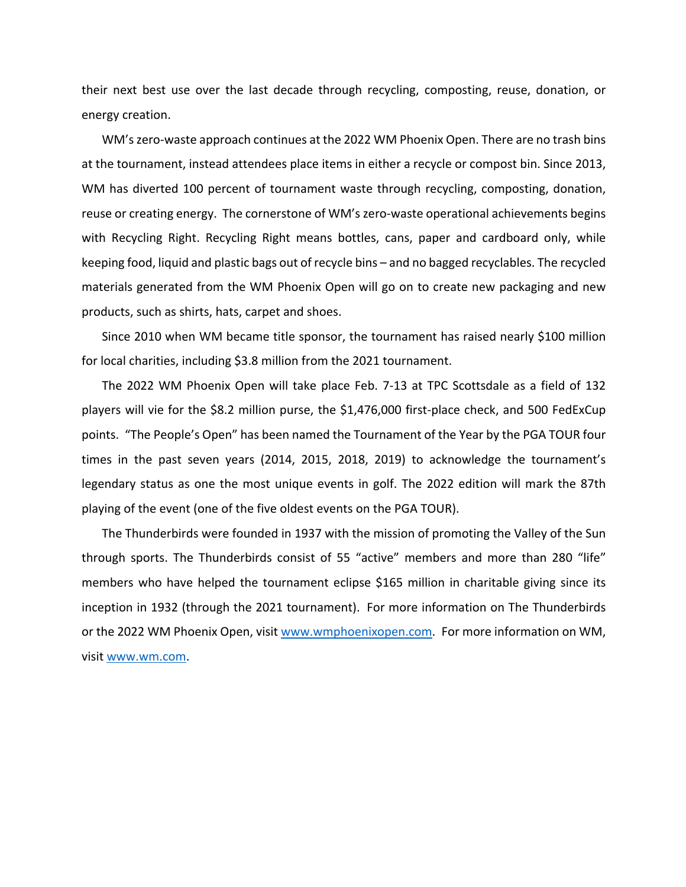their next best use over the last decade through recycling, composting, reuse, donation, or energy creation.

WM's zero-waste approach continues at the 2022 WM Phoenix Open. There are no trash bins at the tournament, instead attendees place items in either a recycle or compost bin. Since 2013, WM has diverted 100 percent of tournament waste through recycling, composting, donation, reuse or creating energy. The cornerstone of WM's zero-waste operational achievements begins with Recycling Right. Recycling Right means bottles, cans, paper and cardboard only, while keeping food, liquid and plastic bags out of recycle bins – and no bagged recyclables. The recycled materials generated from the WM Phoenix Open will go on to create new packaging and new products, such as shirts, hats, carpet and shoes.

Since 2010 when WM became title sponsor, the tournament has raised nearly $100 million for local charities, including $3.8 million from the 2021 tournament.

The 2022 WM Phoenix Open will take place Feb. 7-13 at TPC Scottsdale as a field of 132 players will vie for the $8.2 million purse, the $1,476,000 first-place check, and 500 FedExCup points. "The People's Open" has been named the Tournament of the Year by the PGA TOUR four times in the past seven years (2014, 2015, 2018, 2019) to acknowledge the tournament's legendary status as one the most unique events in golf. The 2022 edition will mark the 87th playing of the event (one of the five oldest events on the PGA TOUR).

The Thunderbirds were founded in 1937 with the mission of promoting the Valley of the Sun through sports. The Thunderbirds consist of 55 "active" members and more than 280 "life" members who have helped the tournament eclipse $165 million in charitable giving since its inception in 1932 (through the 2021 tournament). For more information on The Thunderbirds or the 2022 WM Phoenix Open, visit [www.wmphoenixopen.com](http://www.wmphoenixopen.com). For more information on WM, visit [www.wm.com](http://www.wm.com).